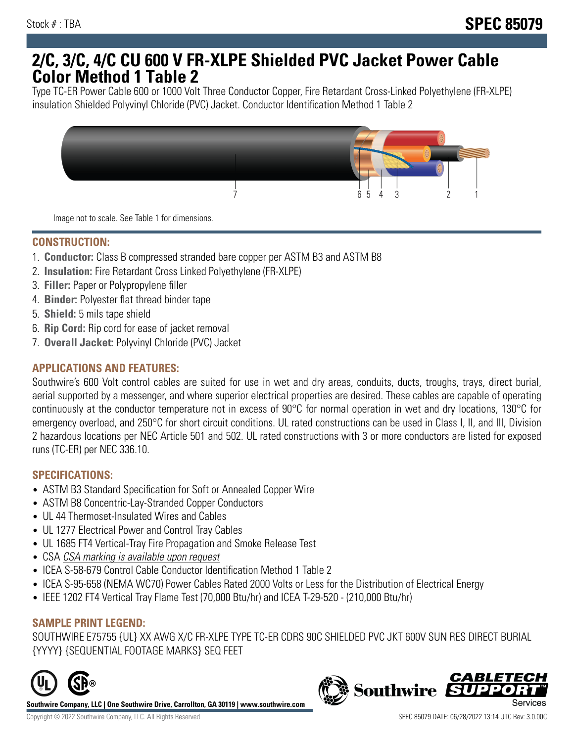Stock # : TBA

**SPEC 85079**

# 2/C, 3/C, 4/C CU 600 V FR-XLPE Shielded PVC Jacket Power Cable Color Method 1 Table 2

Type TC-ER Power Cable 600 or 1000 Volt Three Conductor Copper, Fire Retardant Cross-Linked Polyethylene (FR-XLPE) insulation Shielded Polyvinyl Chloride (PVC) Jacket. Conductor Identification Method 1 Table 2

7 6 5 4 3 2 1

Image not to scale. See Table 1 for dimensions.

## CONSTRUCTION:

1. **Conductor:** Class B compressed stranded bare copper per ASTM B3 and ASTM B8
2. **Insulation:** Fire Retardant Cross Linked Polyethylene (FR-XLPE)
3. **Filler:** Paper or Polypropylene filler
4. **Binder:** Polyester flat thread binder tape
5. **Shield:** 5 mils tape shield
6. **Rip Cord:** Rip cord for ease of jacket removal
7. **Overall Jacket:** Polyvinyl Chloride (PVC) Jacket

## APPLICATIONS AND FEATURES:

Southwire's 600 Volt control cables are suited for use in wet and dry areas, conduits, ducts, troughs, trays, direct burial, aerial supported by a messenger, and where superior electrical properties are desired. These cables are capable of operating continuously at the conductor temperature not in excess of 90°C for normal operation in wet and dry locations, 130°C for emergency overload, and 250°C for short circuit conditions. UL rated constructions can be used in Class I, II, and III, Division 2 hazardous locations per NEC Article 501 and 502. UL rated constructions with 3 or more conductors are listed for exposed runs (TC-ER) per NEC 336.10.

## SPECIFICATIONS:

- ASTM B3 Standard Specification for Soft or Annealed Copper Wire
- ASTM B8 Concentric-Lay-Stranded Copper Conductors
- UL 44 Thermoset-Insulated Wires and Cables
- UL 1277 Electrical Power and Control Tray Cables
- UL 1685 FT4 Vertical-Tray Fire Propagation and Smoke Release Test
- CSA *CSA marking is available upon request*
- ICEA S-58-679 Control Cable Conductor Identification Method 1 Table 2
- ICEA S-95-658 (NEMA WC70) Power Cables Rated 2000 Volts or Less for the Distribution of Electrical Energy
- IEEE 1202 FT4 Vertical Tray Flame Test (70,000 Btu/hr) and ICEA T-29-520 - (210,000 Btu/hr)

## SAMPLE PRINT LEGEND:

SOUTHWIRE E75755 {UL} XX AWG X/C FR-XLPE TYPE TC-ER CDRS 90C SHIELDED PVC JKT 600V SUN RES DIRECT BURIAL {YYYY} {SEQUENTIAL FOOTAGE MARKS} SEQ FEET

**Southwire Company, LLC | One Southwire Drive, Carrollton, GA 30119 | www.southwire.com**

Copyright © 2022 Southwire Company, LLC. All Rights Reserved

SPEC 85079 DATE: 06/28/2022 13:14 UTC Rev: 3.0.00C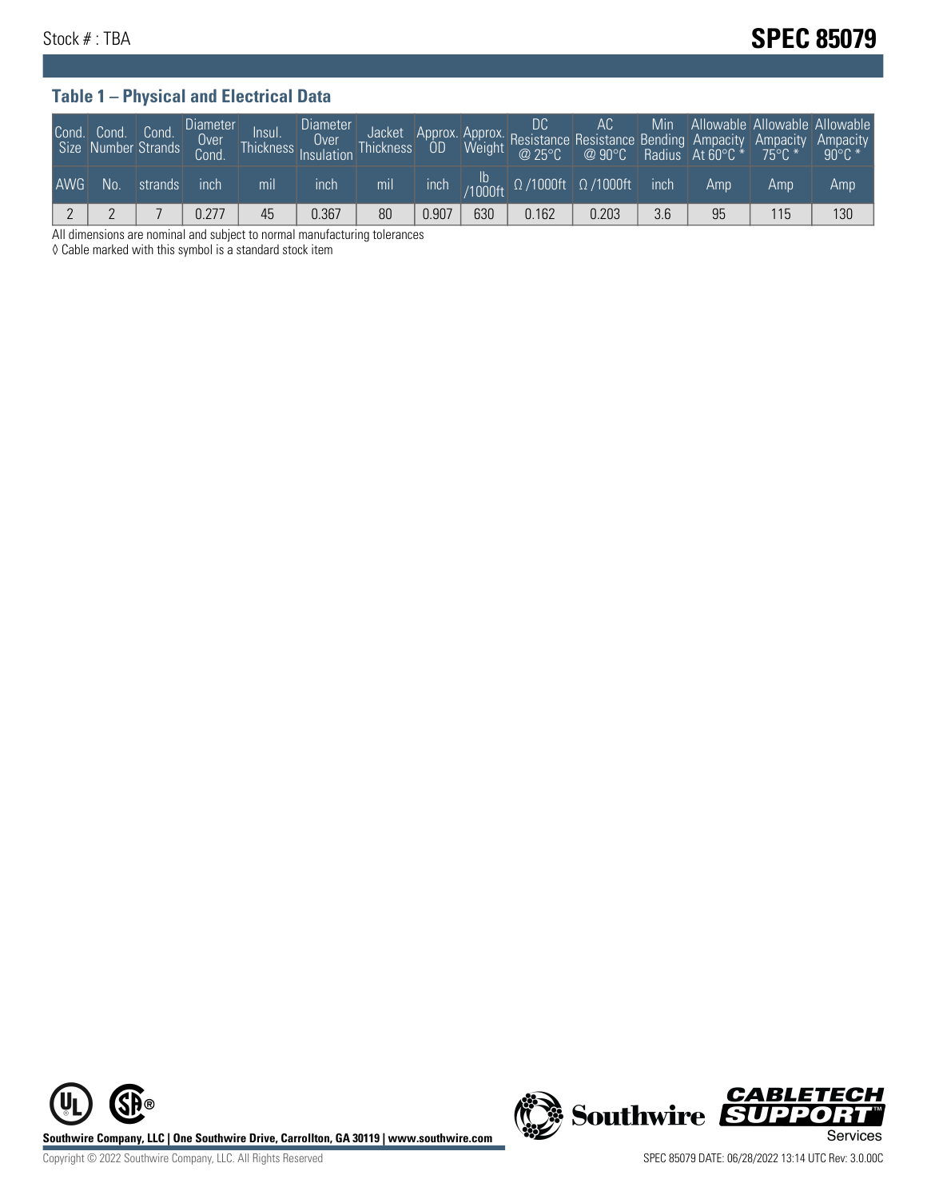### Table 1 – Physical and Electrical Data

| Cond. Size | Cond. Number | Cond. Strands | Diameter Over Cond. | Insul. Thickness | Diameter Over Insulation | Jacket Thickness | Approx. OD | Approx. Weight | DC Resistance @ 25°C | AC Resistance @ 90°C | Min Bending Radius | Allowable Ampacity At 60°C * | Allowable Ampacity 75°C * | Allowable Ampacity 90°C * |
|---|---|---|---|---|---|---|---|---|---|---|---|---|---|---|
| AWG | No. | strands | inch | mil | inch | mil | inch | lb /1000ft | Ω /1000ft | Ω /1000ft | inch | Amp | Amp | Amp |
| 2 | 2 | 7 | 0.277 | 45 | 0.367 | 80 | 0.907 | 630 | 0.162 | 0.203 | 3.6 | 95 | 115 | 130 |

All dimensions are nominal and subject to normal manufacturing tolerances

◊ Cable marked with this symbol is a standard stock item

Southwire Company, LLC | One Southwire Drive, Carrollton, GA 30119 | www.southwire.com

Copyright © 2022 Southwire Company, LLC. All Rights Reserved